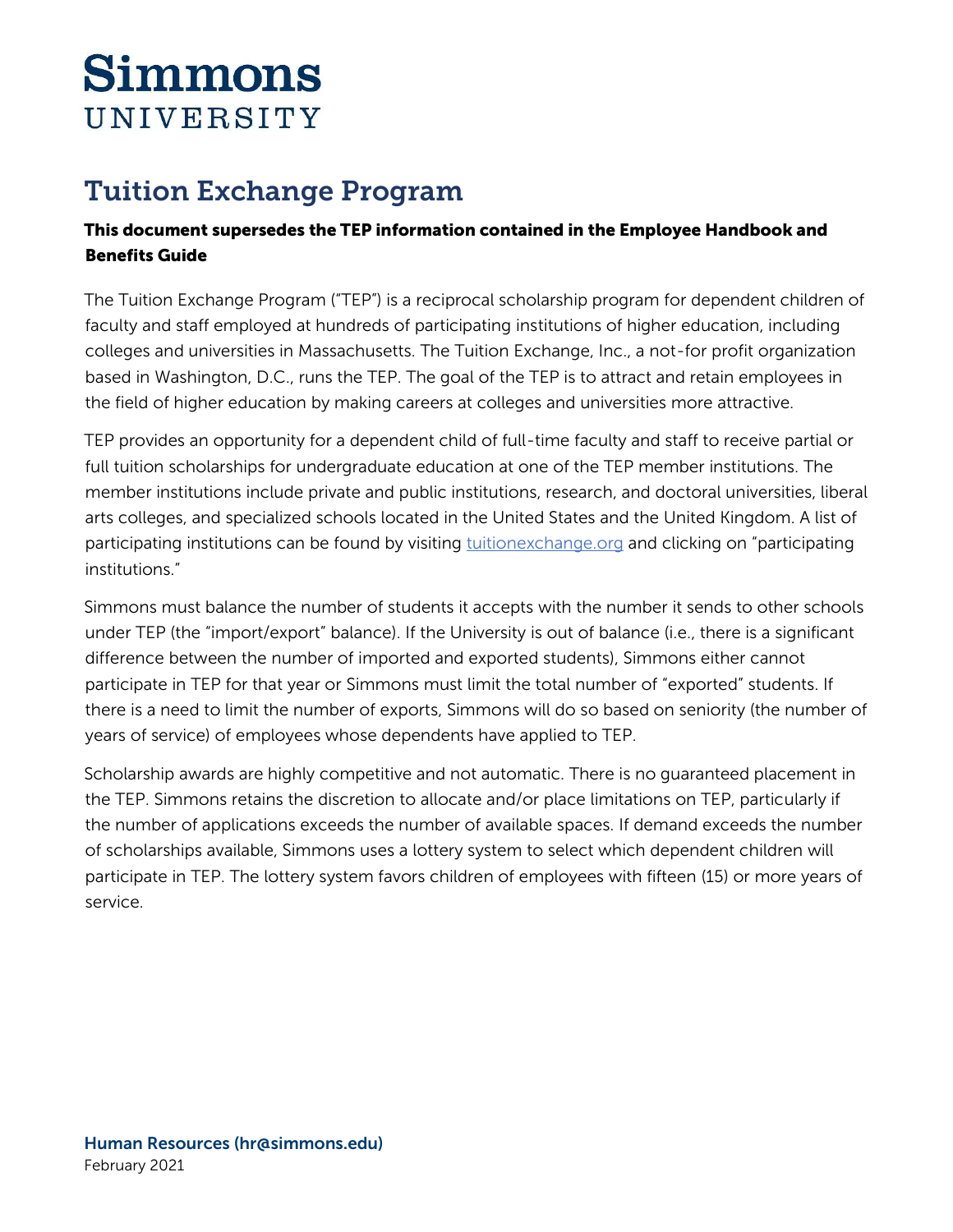# Simmons UNIVERSITY

## Tuition Exchange Program

**This document supersedes the TEP information contained in the Employee Handbook and Benefits Guide**

The Tuition Exchange Program ("TEP") is a reciprocal scholarship program for dependent children of faculty and staff employed at hundreds of participating institutions of higher education, including colleges and universities in Massachusetts. The Tuition Exchange, Inc., a not-for profit organization based in Washington, D.C., runs the TEP. The goal of the TEP is to attract and retain employees in the field of higher education by making careers at colleges and universities more attractive.

TEP provides an opportunity for a dependent child of full-time faculty and staff to receive partial or full tuition scholarships for undergraduate education at one of the TEP member institutions. The member institutions include private and public institutions, research, and doctoral universities, liberal arts colleges, and specialized schools located in the United States and the United Kingdom. A list of participating institutions can be found by visiting [tuitionexchange.org](tuitionexchange.org) and clicking on "participating institutions."

Simmons must balance the number of students it accepts with the number it sends to other schools under TEP (the "import/export" balance). If the University is out of balance (i.e., there is a significant difference between the number of imported and exported students), Simmons either cannot participate in TEP for that year or Simmons must limit the total number of "exported" students. If there is a need to limit the number of exports, Simmons will do so based on seniority (the number of years of service) of employees whose dependents have applied to TEP.

Scholarship awards are highly competitive and not automatic. There is no guaranteed placement in the TEP. Simmons retains the discretion to allocate and/or place limitations on TEP, particularly if the number of applications exceeds the number of available spaces. If demand exceeds the number of scholarships available, Simmons uses a lottery system to select which dependent children will participate in TEP. The lottery system favors children of employees with fifteen (15) or more years of service.

**Human Resources (hr@simmons.edu)**
February 2021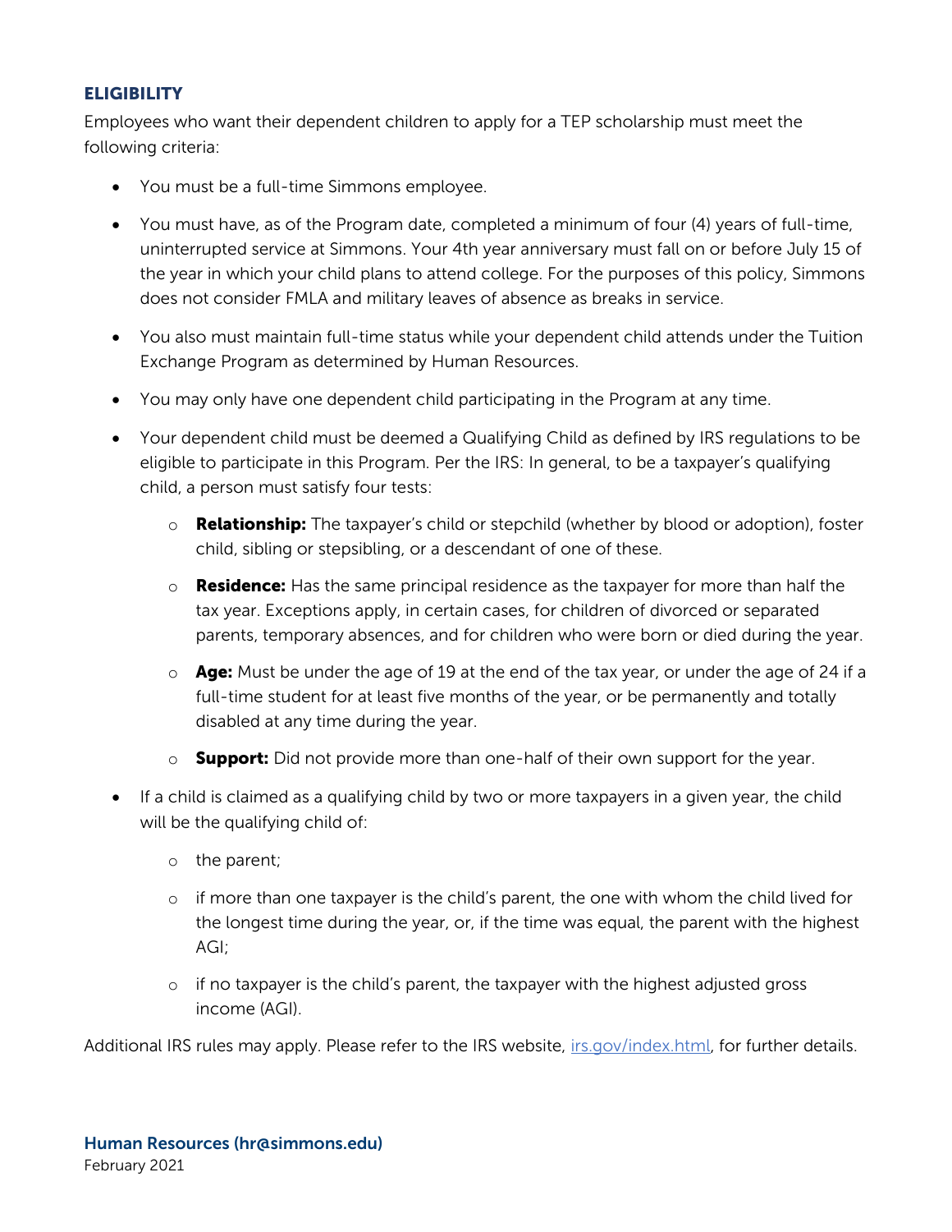## ELIGIBILITY

Employees who want their dependent children to apply for a TEP scholarship must meet the following criteria:

- You must be a full-time Simmons employee.
- You must have, as of the Program date, completed a minimum of four (4) years of full-time, uninterrupted service at Simmons. Your 4th year anniversary must fall on or before July 15 of the year in which your child plans to attend college. For the purposes of this policy, Simmons does not consider FMLA and military leaves of absence as breaks in service.
- You also must maintain full-time status while your dependent child attends under the Tuition Exchange Program as determined by Human Resources.
- You may only have one dependent child participating in the Program at any time.
- Your dependent child must be deemed a Qualifying Child as defined by IRS regulations to be eligible to participate in this Program. Per the IRS: In general, to be a taxpayer's qualifying child, a person must satisfy four tests:
  - **Relationship:** The taxpayer's child or stepchild (whether by blood or adoption), foster child, sibling or stepsibling, or a descendant of one of these.
  - **Residence:** Has the same principal residence as the taxpayer for more than half the tax year. Exceptions apply, in certain cases, for children of divorced or separated parents, temporary absences, and for children who were born or died during the year.
  - **Age:** Must be under the age of 19 at the end of the tax year, or under the age of 24 if a full-time student for at least five months of the year, or be permanently and totally disabled at any time during the year.
  - **Support:** Did not provide more than one-half of their own support for the year.
- If a child is claimed as a qualifying child by two or more taxpayers in a given year, the child will be the qualifying child of:
  - the parent;
  - if more than one taxpayer is the child's parent, the one with whom the child lived for the longest time during the year, or, if the time was equal, the parent with the highest AGI;
  - if no taxpayer is the child's parent, the taxpayer with the highest adjusted gross income (AGI).

Additional IRS rules may apply. Please refer to the IRS website, [irs.gov/index.html](irs.gov/index.html), for further details.

**Human Resources (hr@simmons.edu)**
February 2021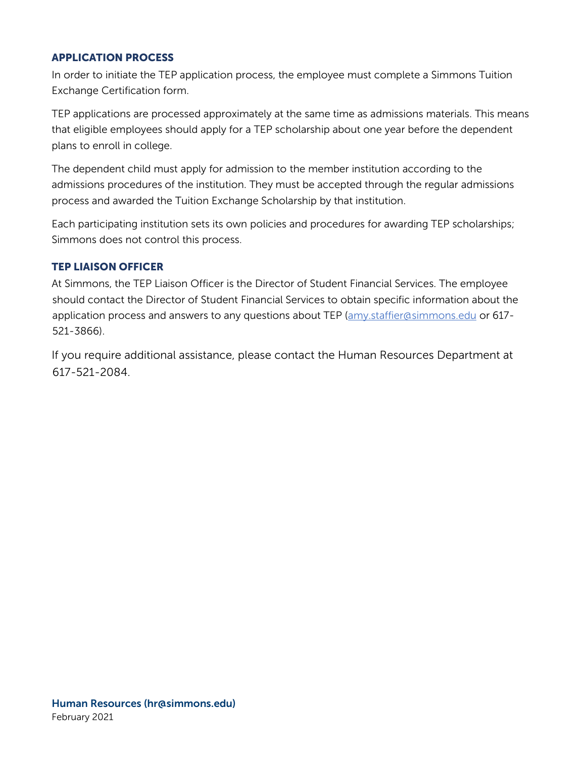## APPLICATION PROCESS

In order to initiate the TEP application process, the employee must complete a Simmons Tuition Exchange Certification form.

TEP applications are processed approximately at the same time as admissions materials. This means that eligible employees should apply for a TEP scholarship about one year before the dependent plans to enroll in college.

The dependent child must apply for admission to the member institution according to the admissions procedures of the institution. They must be accepted through the regular admissions process and awarded the Tuition Exchange Scholarship by that institution.

Each participating institution sets its own policies and procedures for awarding TEP scholarships; Simmons does not control this process.

## TEP LIAISON OFFICER

At Simmons, the TEP Liaison Officer is the Director of Student Financial Services. The employee should contact the Director of Student Financial Services to obtain specific information about the application process and answers to any questions about TEP (amy.staffier@simmons.edu or 617-521-3866).

If you require additional assistance, please contact the Human Resources Department at 617-521-2084.

**Human Resources (hr@simmons.edu)**
February 2021